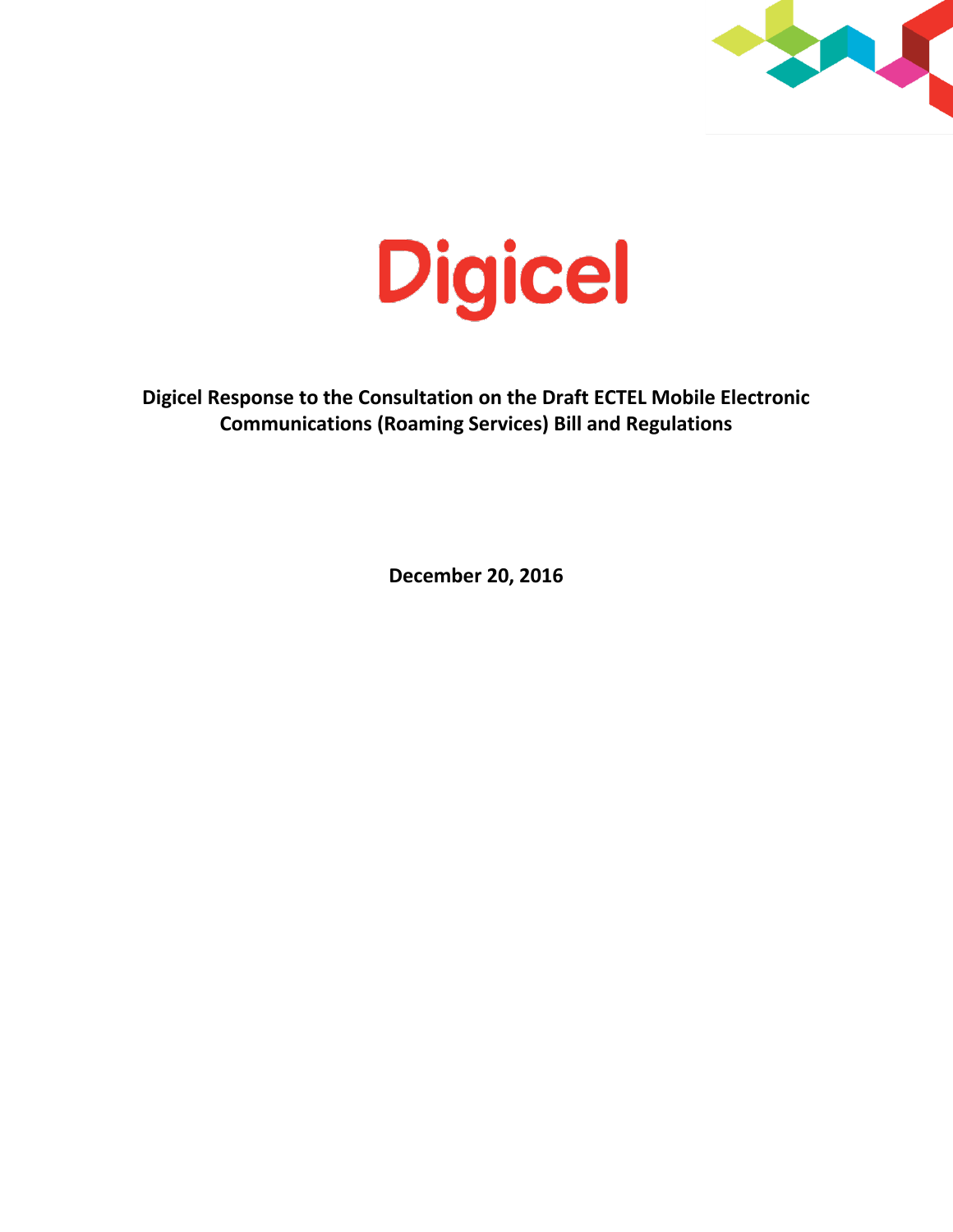# Digicel

**Digicel Response to the Consultation on the Draft ECTEL Mobile Electronic Communications (Roaming Services) Bill and Regulations**

**December 20, 2016**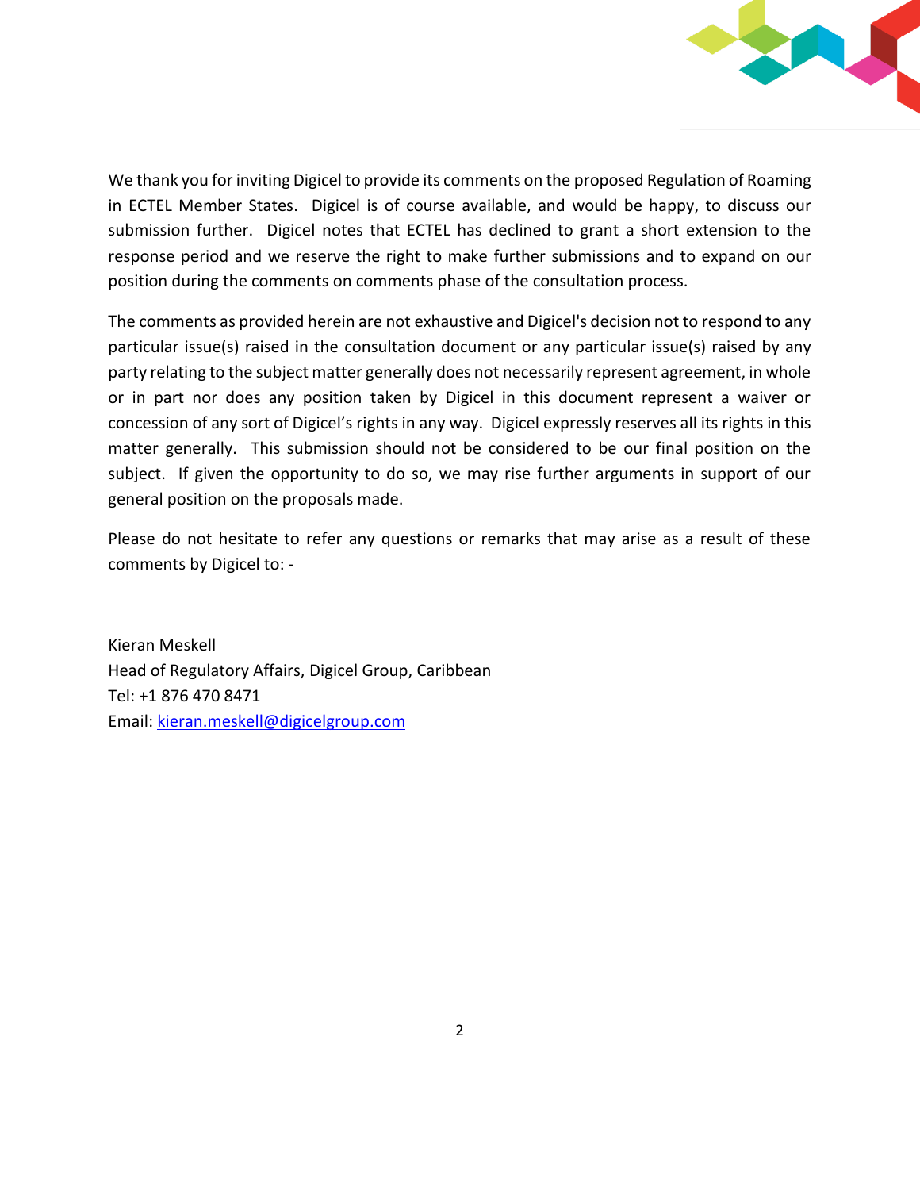We thank you for inviting Digicel to provide its comments on the proposed Regulation of Roaming in ECTEL Member States. Digicel is of course available, and would be happy, to discuss our submission further. Digicel notes that ECTEL has declined to grant a short extension to the response period and we reserve the right to make further submissions and to expand on our position during the comments on comments phase of the consultation process.

The comments as provided herein are not exhaustive and Digicel's decision not to respond to any particular issue(s) raised in the consultation document or any particular issue(s) raised by any party relating to the subject matter generally does not necessarily represent agreement, in whole or in part nor does any position taken by Digicel in this document represent a waiver or concession of any sort of Digicel's rights in any way. Digicel expressly reserves all its rights in this matter generally. This submission should not be considered to be our final position on the subject. If given the opportunity to do so, we may rise further arguments in support of our general position on the proposals made.

Please do not hesitate to refer any questions or remarks that may arise as a result of these comments by Digicel to: -

Kieran Meskell
Head of Regulatory Affairs, Digicel Group, Caribbean
Tel: +1 876 470 8471
Email: kieran.meskell@digicelgroup.com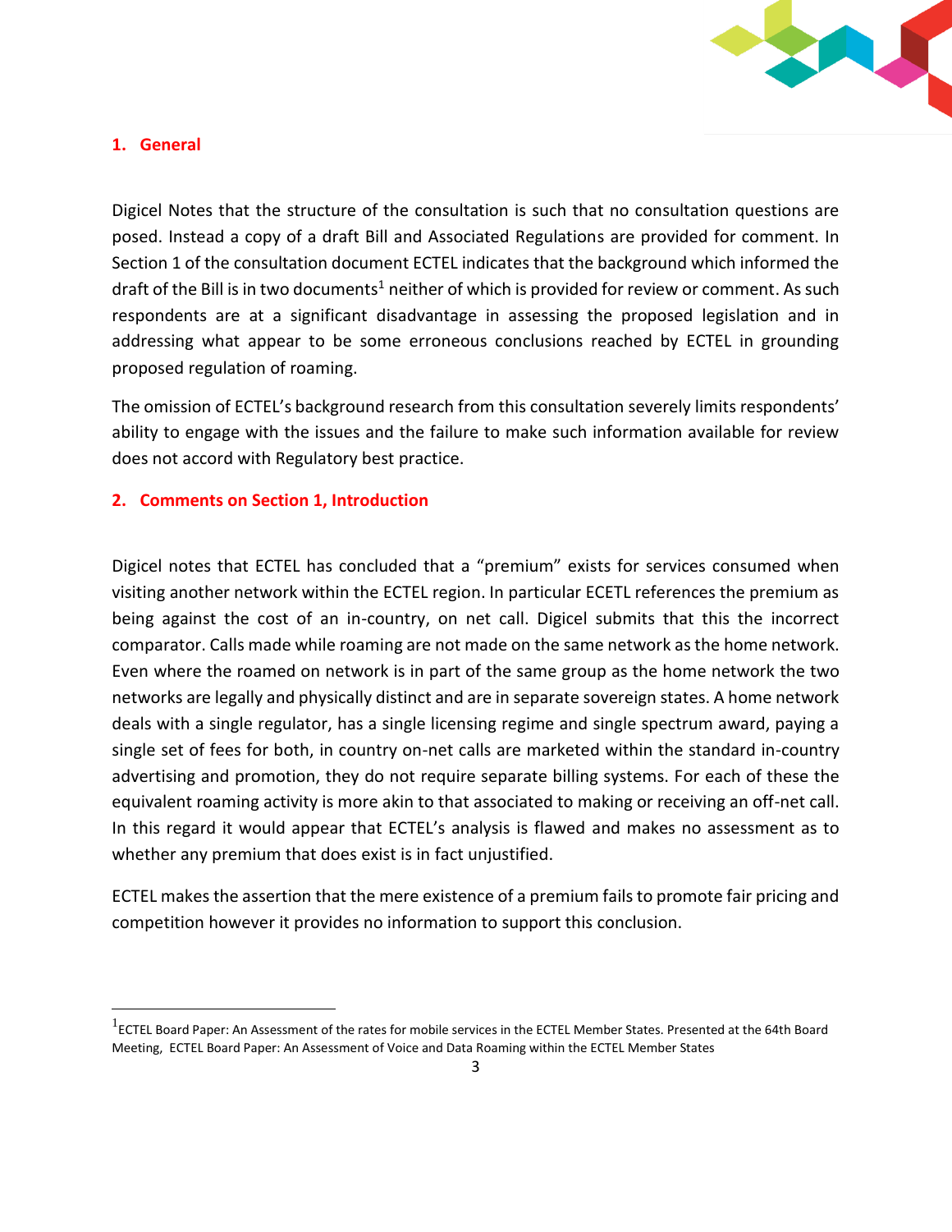## 1. General

Digicel Notes that the structure of the consultation is such that no consultation questions are posed. Instead a copy of a draft Bill and Associated Regulations are provided for comment. In Section 1 of the consultation document ECTEL indicates that the background which informed the draft of the Bill is in two documents[1] neither of which is provided for review or comment. As such respondents are at a significant disadvantage in assessing the proposed legislation and in addressing what appear to be some erroneous conclusions reached by ECTEL in grounding proposed regulation of roaming.

The omission of ECTEL's background research from this consultation severely limits respondents' ability to engage with the issues and the failure to make such information available for review does not accord with Regulatory best practice.

## 2. Comments on Section 1, Introduction

Digicel notes that ECTEL has concluded that a "premium" exists for services consumed when visiting another network within the ECTEL region. In particular ECETL references the premium as being against the cost of an in-country, on net call. Digicel submits that this the incorrect comparator. Calls made while roaming are not made on the same network as the home network. Even where the roamed on network is in part of the same group as the home network the two networks are legally and physically distinct and are in separate sovereign states. A home network deals with a single regulator, has a single licensing regime and single spectrum award, paying a single set of fees for both, in country on-net calls are marketed within the standard in-country advertising and promotion, they do not require separate billing systems. For each of these the equivalent roaming activity is more akin to that associated to making or receiving an off-net call. In this regard it would appear that ECTEL's analysis is flawed and makes no assessment as to whether any premium that does exist is in fact unjustified.

ECTEL makes the assertion that the mere existence of a premium fails to promote fair pricing and competition however it provides no information to support this conclusion.

---

[1] ECTEL Board Paper: An Assessment of the rates for mobile services in the ECTEL Member States. Presented at the 64th Board Meeting, ECTEL Board Paper: An Assessment of Voice and Data Roaming within the ECTEL Member States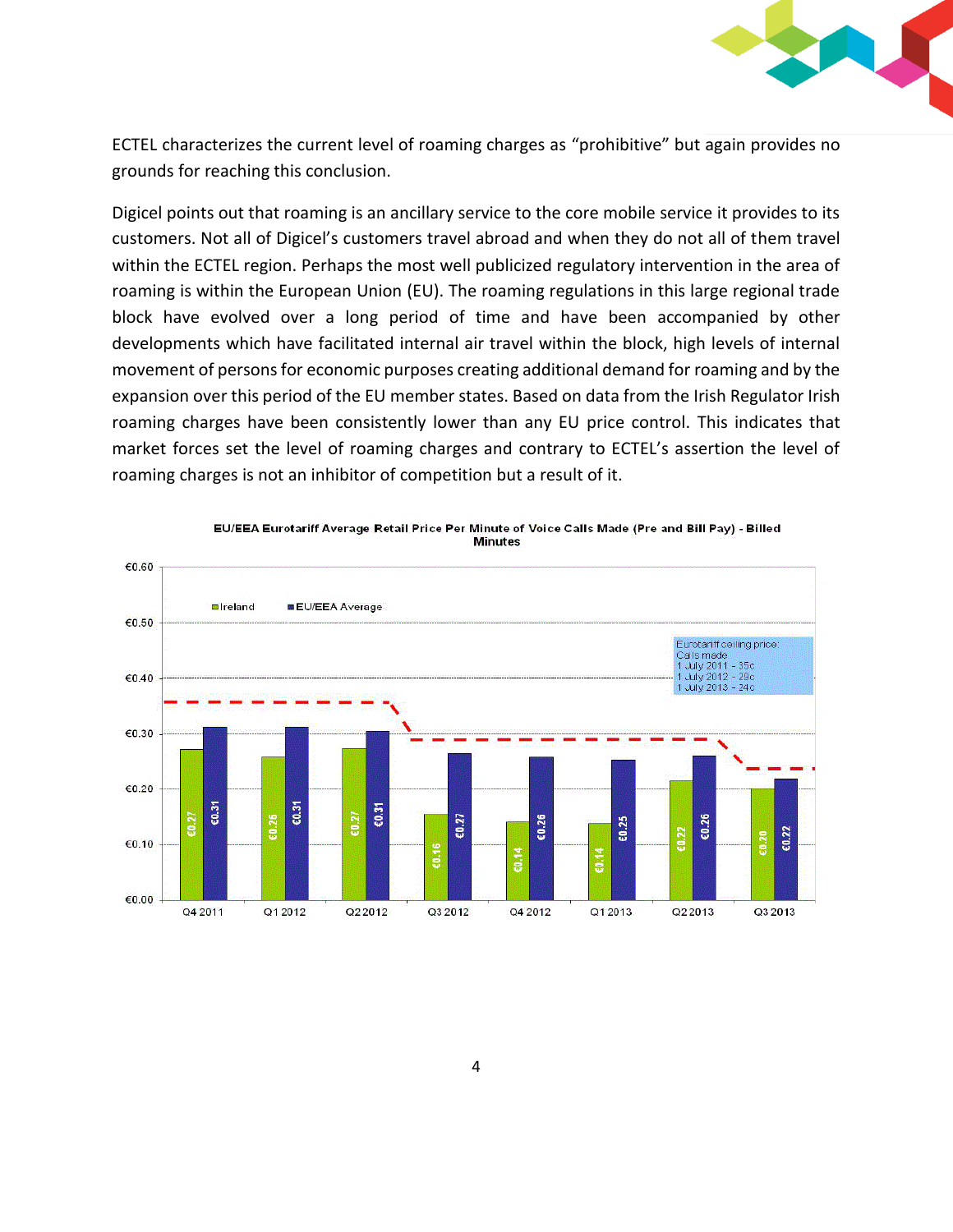ECTEL characterizes the current level of roaming charges as "prohibitive" but again provides no grounds for reaching this conclusion.

Digicel points out that roaming is an ancillary service to the core mobile service it provides to its customers. Not all of Digicel's customers travel abroad and when they do not all of them travel within the ECTEL region. Perhaps the most well publicized regulatory intervention in the area of roaming is within the European Union (EU). The roaming regulations in this large regional trade block have evolved over a long period of time and have been accompanied by other developments which have facilitated internal air travel within the block, high levels of internal movement of persons for economic purposes creating additional demand for roaming and by the expansion over this period of the EU member states. Based on data from the Irish Regulator Irish roaming charges have been consistently lower than any EU price control. This indicates that market forces set the level of roaming charges and contrary to ECTEL's assertion the level of roaming charges is not an inhibitor of competition but a result of it.

**EU/EEA Eurotariff Average Retail Price Per Minute of Voice Calls Made (Pre and Bill Pay) - Billed Minutes**

| Quarter | Ireland | EU/EEA Average |
|---|---|---|
| Q4 2011 | €0.27 | €0.31 |
| Q1 2012 | €0.26 | €0.31 |
| Q2 2012 | €0.27 | €0.31 |
| Q3 2012 | €0.16 | €0.27 |
| Q4 2012 | €0.14 | €0.26 |
| Q1 2013 | €0.14 | €0.25 |
| Q2 2013 | €0.22 | €0.26 |
| Q3 2013 | €0.20 | €0.22 |

Eurotariff ceiling price:
Calls made
1 July 2011 - 35c
1 July 2012 - 29c
1 July 2013 - 24c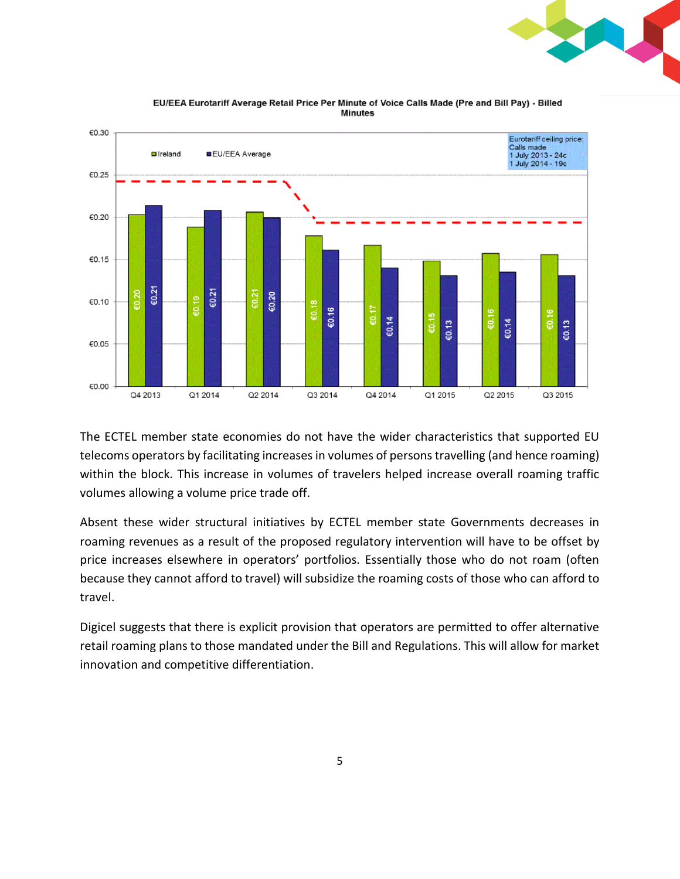EU/EEA Eurotariff Average Retail Price Per Minute of Voice Calls Made (Pre and Bill Pay) - Billed Minutes

| Quarter | Ireland | EU/EEA Average |
|---|---|---|
| Q4 2013 | €0.20 | €0.21 |
| Q1 2014 | €0.19 | €0.21 |
| Q2 2014 | €0.21 | €0.20 |
| Q3 2014 | €0.18 | €0.16 |
| Q4 2014 | €0.17 | €0.14 |
| Q1 2015 | €0.15 | €0.13 |
| Q2 2015 | €0.16 | €0.14 |
| Q3 2015 | €0.16 | €0.13 |

Eurotariff ceiling price: Calls made
1 July 2013 - 24c
1 July 2014 - 19c

The ECTEL member state economies do not have the wider characteristics that supported EU telecoms operators by facilitating increases in volumes of persons travelling (and hence roaming) within the block. This increase in volumes of travelers helped increase overall roaming traffic volumes allowing a volume price trade off.

Absent these wider structural initiatives by ECTEL member state Governments decreases in roaming revenues as a result of the proposed regulatory intervention will have to be offset by price increases elsewhere in operators' portfolios. Essentially those who do not roam (often because they cannot afford to travel) will subsidize the roaming costs of those who can afford to travel.

Digicel suggests that there is explicit provision that operators are permitted to offer alternative retail roaming plans to those mandated under the Bill and Regulations. This will allow for market innovation and competitive differentiation.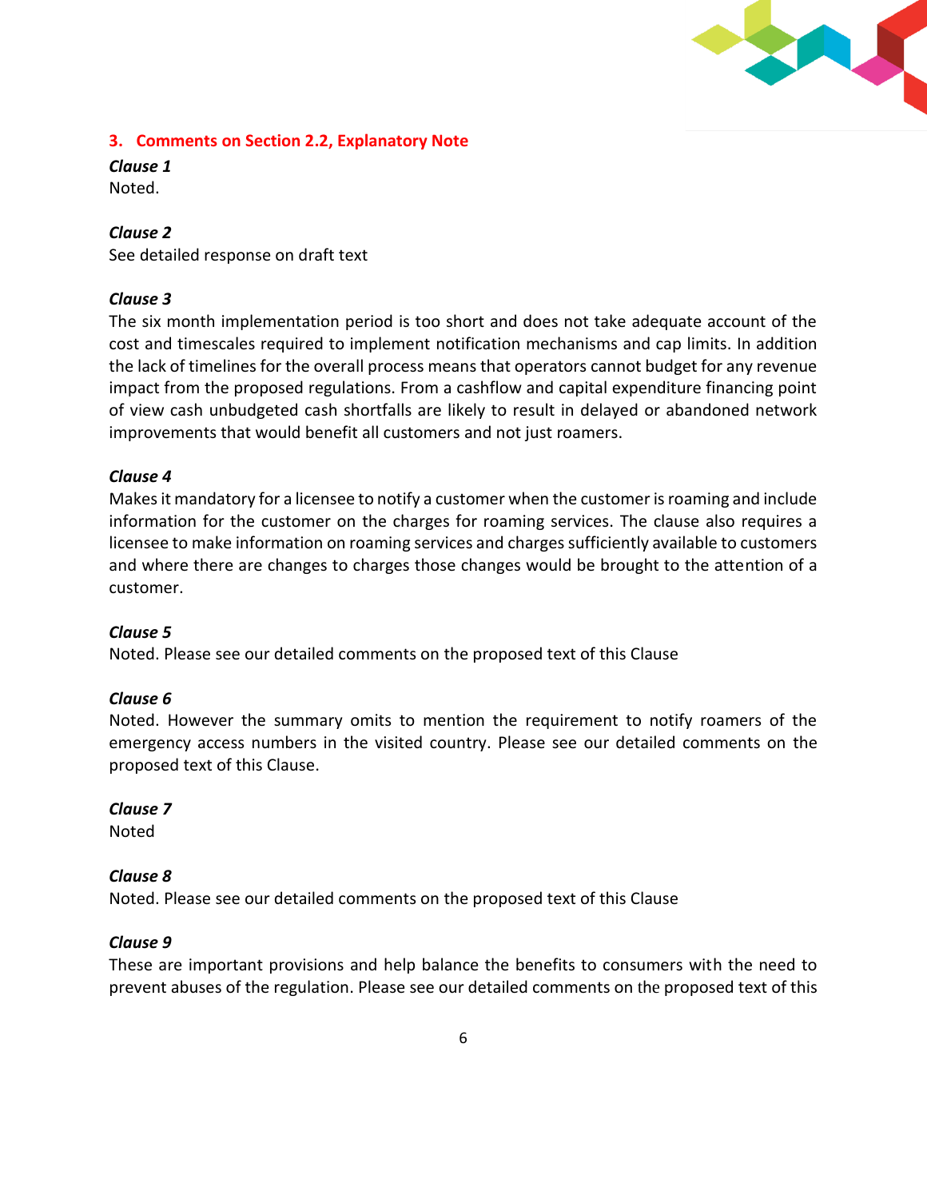## 3. Comments on Section 2.2, Explanatory Note

***Clause 1***
Noted.

***Clause 2***
See detailed response on draft text

***Clause 3***
The six month implementation period is too short and does not take adequate account of the cost and timescales required to implement notification mechanisms and cap limits. In addition the lack of timelines for the overall process means that operators cannot budget for any revenue impact from the proposed regulations. From a cashflow and capital expenditure financing point of view cash unbudgeted cash shortfalls are likely to result in delayed or abandoned network improvements that would benefit all customers and not just roamers.

***Clause 4***
Makes it mandatory for a licensee to notify a customer when the customer is roaming and include information for the customer on the charges for roaming services. The clause also requires a licensee to make information on roaming services and charges sufficiently available to customers and where there are changes to charges those changes would be brought to the attention of a customer.

***Clause 5***
Noted. Please see our detailed comments on the proposed text of this Clause

***Clause 6***
Noted. However the summary omits to mention the requirement to notify roamers of the emergency access numbers in the visited country. Please see our detailed comments on the proposed text of this Clause.

***Clause 7***
Noted

***Clause 8***
Noted. Please see our detailed comments on the proposed text of this Clause

***Clause 9***
These are important provisions and help balance the benefits to consumers with the need to prevent abuses of the regulation. Please see our detailed comments on the proposed text of this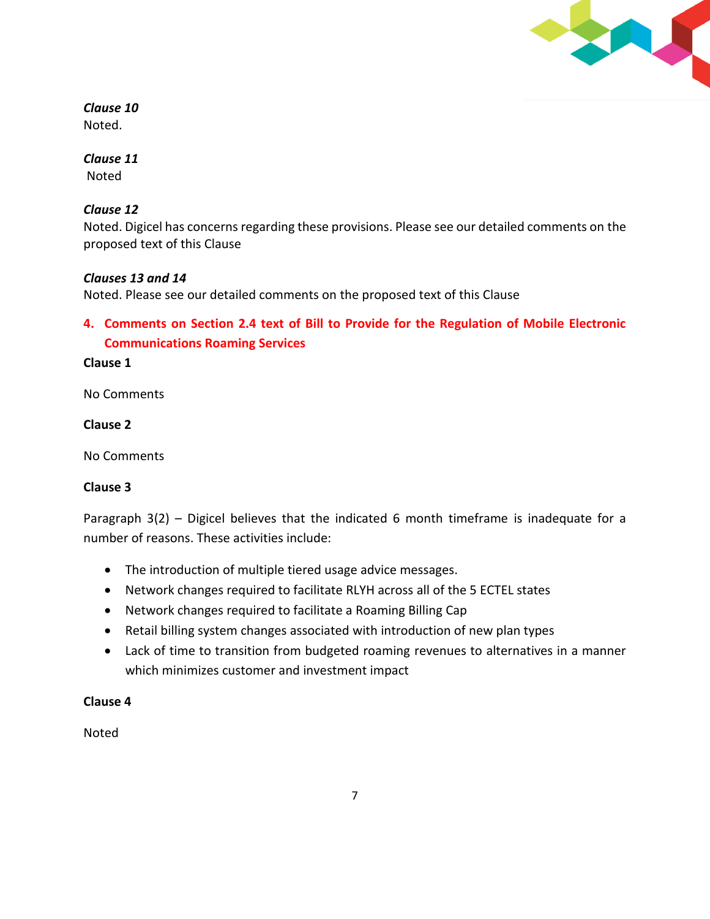***Clause 10***

Noted.

***Clause 11***

Noted

***Clause 12***

Noted. Digicel has concerns regarding these provisions. Please see our detailed comments on the proposed text of this Clause

***Clauses 13 and 14***

Noted. Please see our detailed comments on the proposed text of this Clause

## 4. Comments on Section 2.4 text of Bill to Provide for the Regulation of Mobile Electronic Communications Roaming Services

**Clause 1**

No Comments

**Clause 2**

No Comments

**Clause 3**

Paragraph 3(2) – Digicel believes that the indicated 6 month timeframe is inadequate for a number of reasons. These activities include:

- The introduction of multiple tiered usage advice messages.
- Network changes required to facilitate RLYH across all of the 5 ECTEL states
- Network changes required to facilitate a Roaming Billing Cap
- Retail billing system changes associated with introduction of new plan types
- Lack of time to transition from budgeted roaming revenues to alternatives in a manner which minimizes customer and investment impact

**Clause 4**

Noted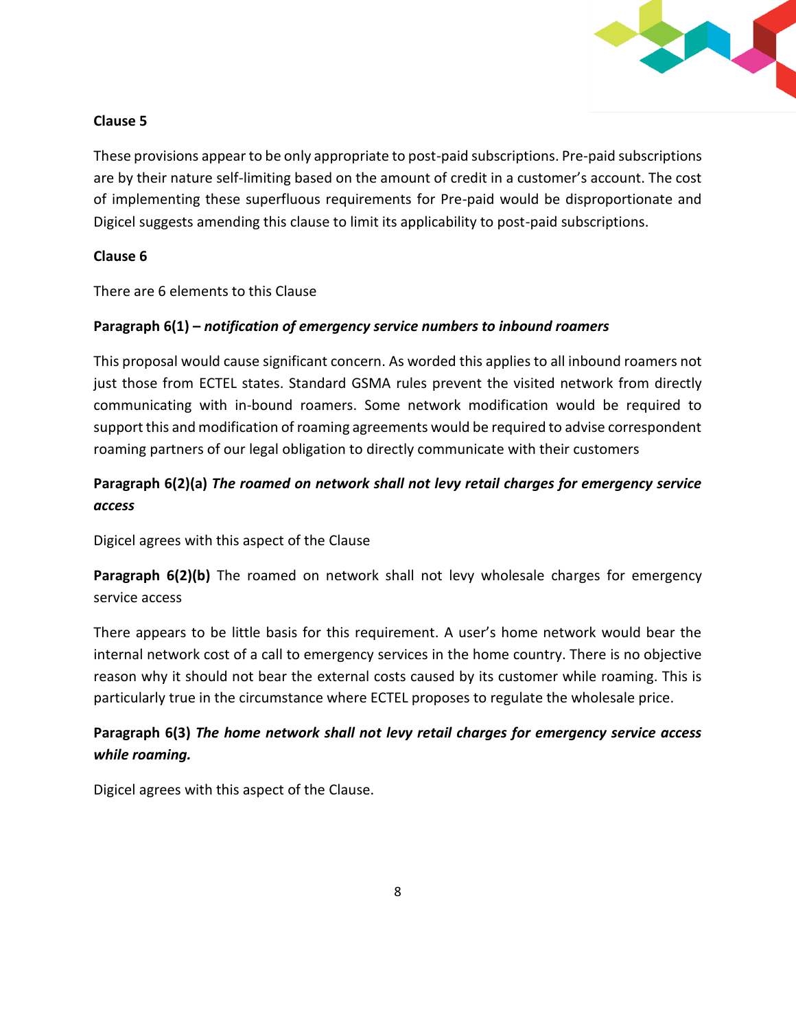**Clause 5**

These provisions appear to be only appropriate to post-paid subscriptions. Pre-paid subscriptions are by their nature self-limiting based on the amount of credit in a customer's account. The cost of implementing these superfluous requirements for Pre-paid would be disproportionate and Digicel suggests amending this clause to limit its applicability to post-paid subscriptions.

**Clause 6**

There are 6 elements to this Clause

**Paragraph 6(1) – *notification of emergency service numbers to inbound roamers***

This proposal would cause significant concern. As worded this applies to all inbound roamers not just those from ECTEL states. Standard GSMA rules prevent the visited network from directly communicating with in-bound roamers. Some network modification would be required to support this and modification of roaming agreements would be required to advise correspondent roaming partners of our legal obligation to directly communicate with their customers

**Paragraph 6(2)(a) *The roamed on network shall not levy retail charges for emergency service access***

Digicel agrees with this aspect of the Clause

**Paragraph 6(2)(b)** The roamed on network shall not levy wholesale charges for emergency service access

There appears to be little basis for this requirement. A user's home network would bear the internal network cost of a call to emergency services in the home country. There is no objective reason why it should not bear the external costs caused by its customer while roaming. This is particularly true in the circumstance where ECTEL proposes to regulate the wholesale price.

**Paragraph 6(3) *The home network shall not levy retail charges for emergency service access while roaming.***

Digicel agrees with this aspect of the Clause.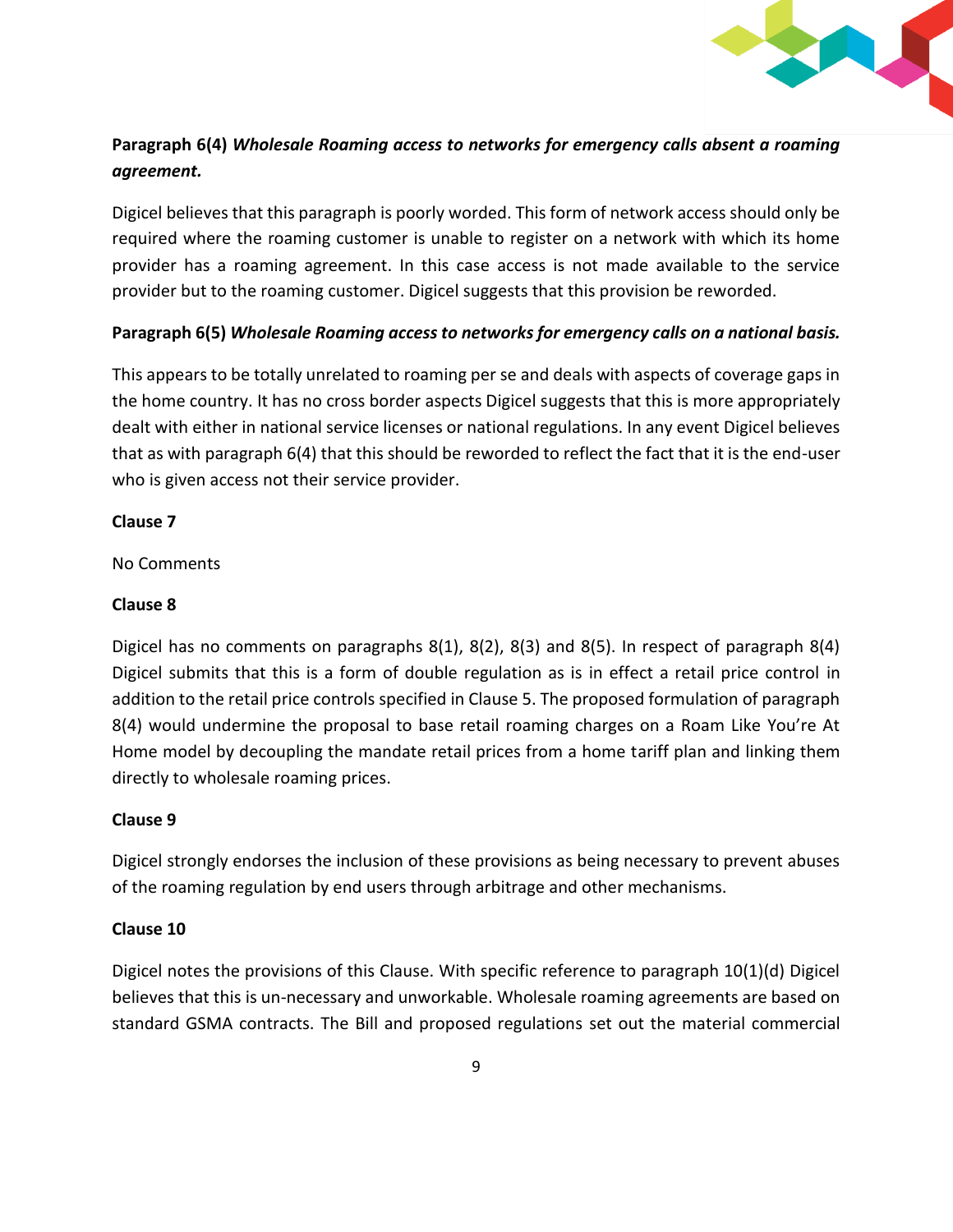**Paragraph 6(4)** ***Wholesale Roaming access to networks for emergency calls absent a roaming agreement.***

Digicel believes that this paragraph is poorly worded. This form of network access should only be required where the roaming customer is unable to register on a network with which its home provider has a roaming agreement. In this case access is not made available to the service provider but to the roaming customer. Digicel suggests that this provision be reworded.

**Paragraph 6(5)** ***Wholesale Roaming access to networks for emergency calls on a national basis.***

This appears to be totally unrelated to roaming per se and deals with aspects of coverage gaps in the home country. It has no cross border aspects Digicel suggests that this is more appropriately dealt with either in national service licenses or national regulations. In any event Digicel believes that as with paragraph 6(4) that this should be reworded to reflect the fact that it is the end-user who is given access not their service provider.

**Clause 7**

No Comments

**Clause 8**

Digicel has no comments on paragraphs 8(1), 8(2), 8(3) and 8(5). In respect of paragraph 8(4) Digicel submits that this is a form of double regulation as is in effect a retail price control in addition to the retail price controls specified in Clause 5. The proposed formulation of paragraph 8(4) would undermine the proposal to base retail roaming charges on a Roam Like You're At Home model by decoupling the mandate retail prices from a home tariff plan and linking them directly to wholesale roaming prices.

**Clause 9**

Digicel strongly endorses the inclusion of these provisions as being necessary to prevent abuses of the roaming regulation by end users through arbitrage and other mechanisms.

**Clause 10**

Digicel notes the provisions of this Clause. With specific reference to paragraph 10(1)(d) Digicel believes that this is un-necessary and unworkable. Wholesale roaming agreements are based on standard GSMA contracts. The Bill and proposed regulations set out the material commercial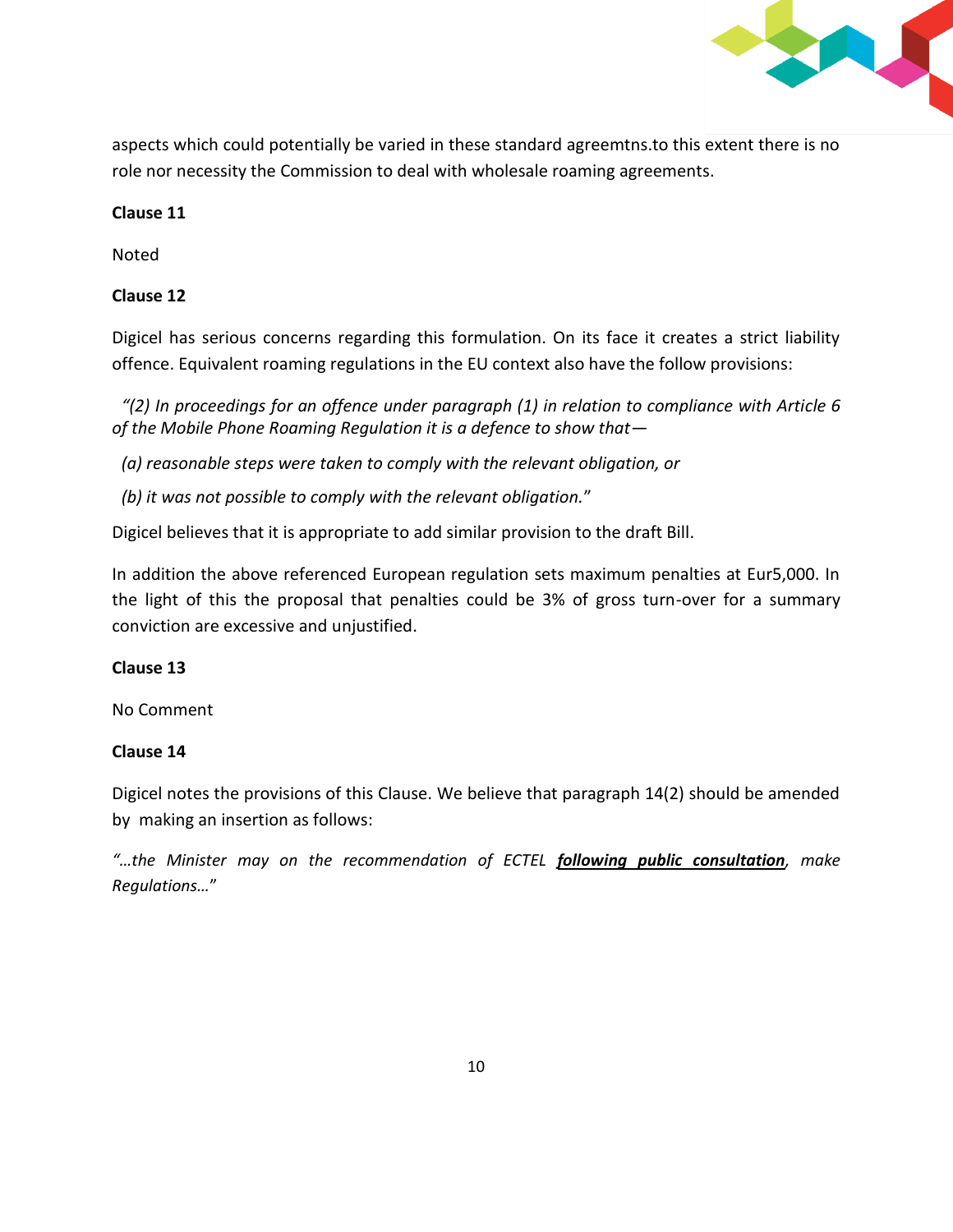aspects which could potentially be varied in these standard agreemtns.to this extent there is no role nor necessity the Commission to deal with wholesale roaming agreements.

**Clause 11**

Noted

**Clause 12**

Digicel has serious concerns regarding this formulation. On its face it creates a strict liability offence. Equivalent roaming regulations in the EU context also have the follow provisions:

*"(2) In proceedings for an offence under paragraph (1) in relation to compliance with Article 6 of the Mobile Phone Roaming Regulation it is a defence to show that—*

*(a) reasonable steps were taken to comply with the relevant obligation, or*

*(b) it was not possible to comply with the relevant obligation."*

Digicel believes that it is appropriate to add similar provision to the draft Bill.

In addition the above referenced European regulation sets maximum penalties at Eur5,000. In the light of this the proposal that penalties could be 3% of gross turn-over for a summary conviction are excessive and unjustified.

**Clause 13**

No Comment

**Clause 14**

Digicel notes the provisions of this Clause. We believe that paragraph 14(2) should be amended by making an insertion as follows:

*"…the Minister may on the recommendation of ECTEL* ***<u>following public consultation</u>****, make Regulations…"*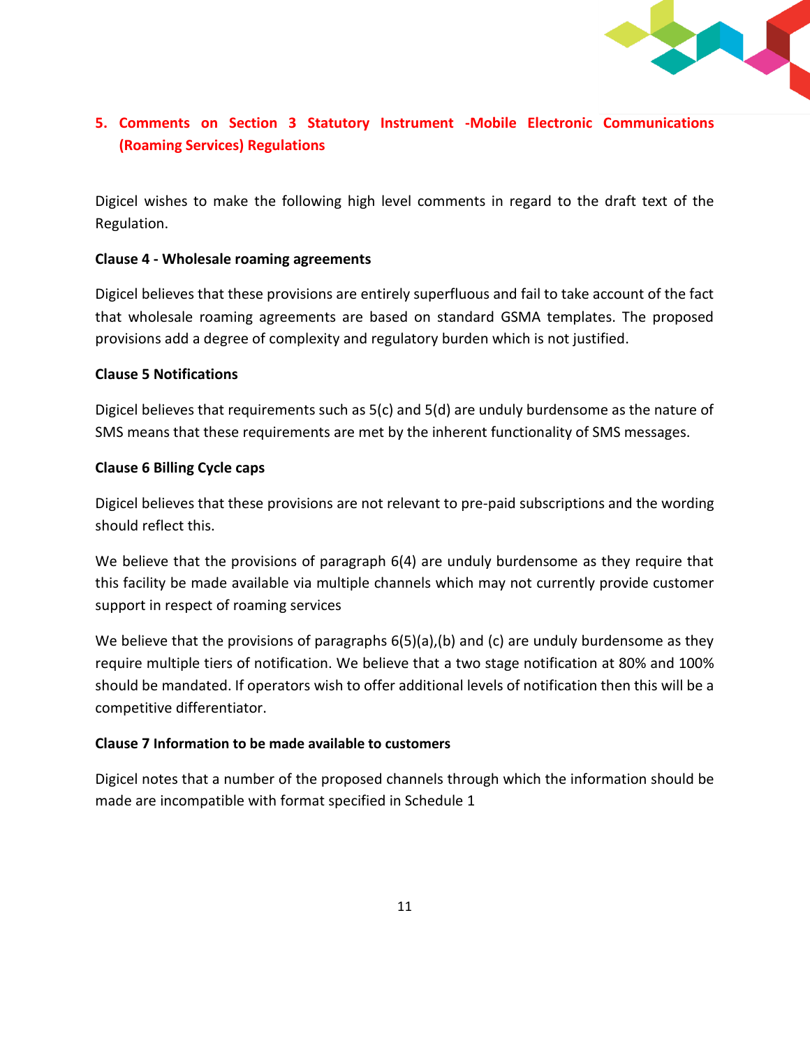## 5. Comments on Section 3 Statutory Instrument -Mobile Electronic Communications (Roaming Services) Regulations

Digicel wishes to make the following high level comments in regard to the draft text of the Regulation.

**Clause 4 - Wholesale roaming agreements**

Digicel believes that these provisions are entirely superfluous and fail to take account of the fact that wholesale roaming agreements are based on standard GSMA templates. The proposed provisions add a degree of complexity and regulatory burden which is not justified.

**Clause 5 Notifications**

Digicel believes that requirements such as 5(c) and 5(d) are unduly burdensome as the nature of SMS means that these requirements are met by the inherent functionality of SMS messages.

**Clause 6 Billing Cycle caps**

Digicel believes that these provisions are not relevant to pre-paid subscriptions and the wording should reflect this.

We believe that the provisions of paragraph 6(4) are unduly burdensome as they require that this facility be made available via multiple channels which may not currently provide customer support in respect of roaming services

We believe that the provisions of paragraphs 6(5)(a),(b) and (c) are unduly burdensome as they require multiple tiers of notification. We believe that a two stage notification at 80% and 100% should be mandated. If operators wish to offer additional levels of notification then this will be a competitive differentiator.

**Clause 7 Information to be made available to customers**

Digicel notes that a number of the proposed channels through which the information should be made are incompatible with format specified in Schedule 1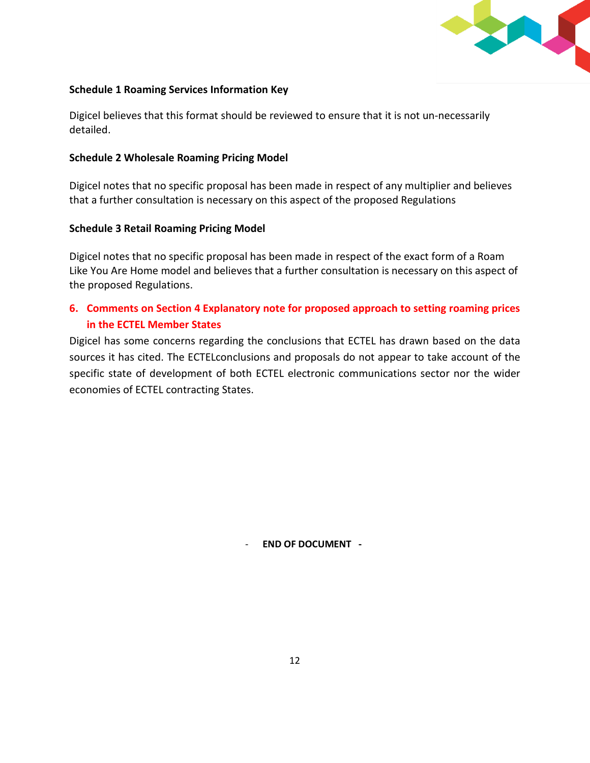**Schedule 1 Roaming Services Information Key**

Digicel believes that this format should be reviewed to ensure that it is not un-necessarily detailed.

**Schedule 2 Wholesale Roaming Pricing Model**

Digicel notes that no specific proposal has been made in respect of any multiplier and believes that a further consultation is necessary on this aspect of the proposed Regulations

**Schedule 3 Retail Roaming Pricing Model**

Digicel notes that no specific proposal has been made in respect of the exact form of a Roam Like You Are Home model and believes that a further consultation is necessary on this aspect of the proposed Regulations.

## 6. Comments on Section 4 Explanatory note for proposed approach to setting roaming prices in the ECTEL Member States

Digicel has some concerns regarding the conclusions that ECTEL has drawn based on the data sources it has cited. The ECTELconclusions and proposals do not appear to take account of the specific state of development of both ECTEL electronic communications sector nor the wider economies of ECTEL contracting States.

- **END OF DOCUMENT -**